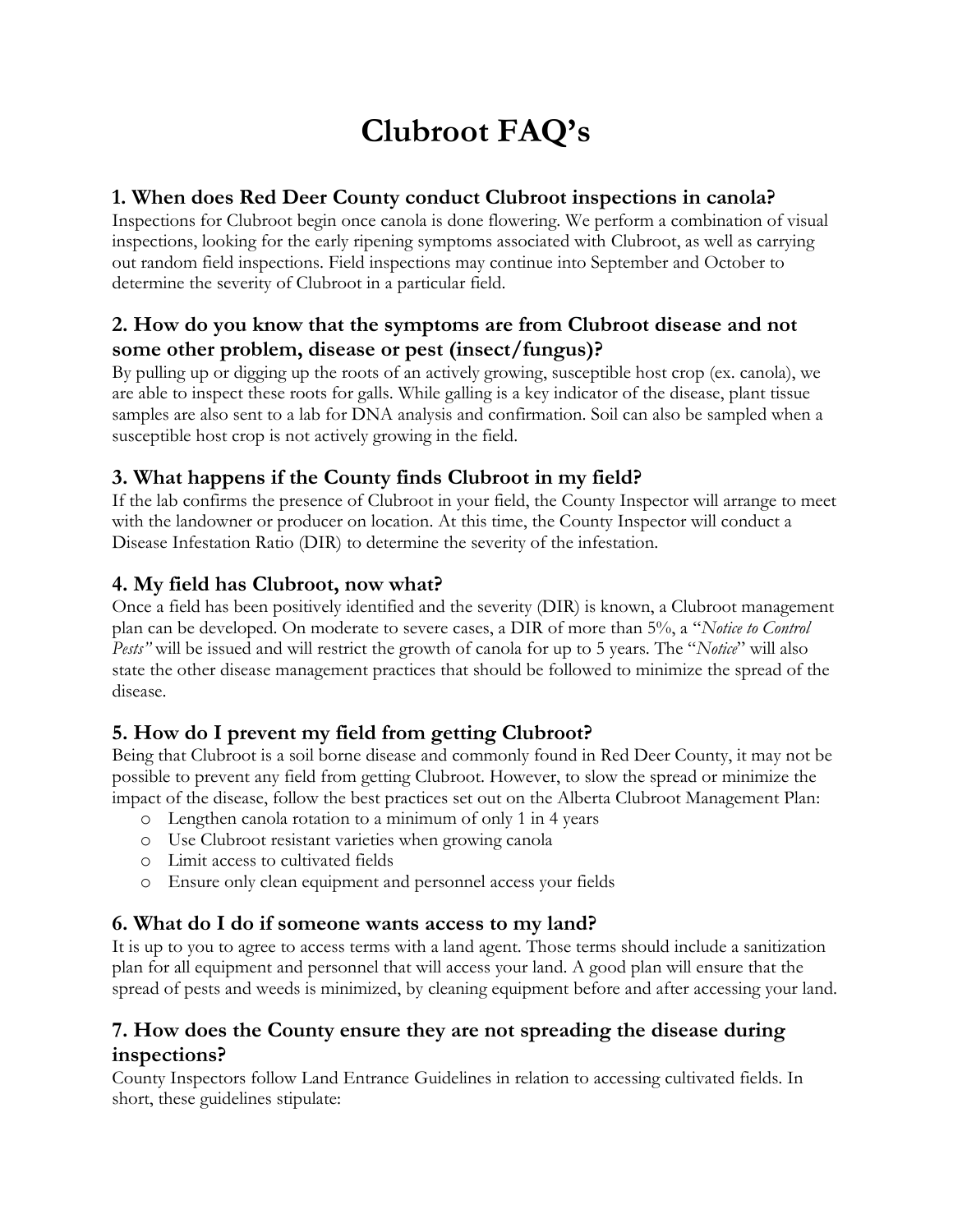# Clubroot FAQ's

## 1. When does Red Deer County conduct Clubroot inspections in canola?

Inspections for Clubroot begin once canola is done flowering. We perform a combination of visual inspections, looking for the early ripening symptoms associated with Clubroot, as well as carrying out random field inspections. Field inspections may continue into September and October to determine the severity of Clubroot in a particular field.

## 2. How do you know that the symptoms are from Clubroot disease and not some other problem, disease or pest (insect/fungus)?

By pulling up or digging up the roots of an actively growing, susceptible host crop (ex. canola), we are able to inspect these roots for galls. While galling is a key indicator of the disease, plant tissue samples are also sent to a lab for DNA analysis and confirmation. Soil can also be sampled when a susceptible host crop is not actively growing in the field.

## 3. What happens if the County finds Clubroot in my field?

If the lab confirms the presence of Clubroot in your field, the County Inspector will arrange to meet with the landowner or producer on location. At this time, the County Inspector will conduct a Disease Infestation Ratio (DIR) to determine the severity of the infestation.

## 4. My field has Clubroot, now what?

Once a field has been positively identified and the severity (DIR) is known, a Clubroot management plan can be developed. On moderate to severe cases, a DIR of more than 5%, a "*Notice to Control Pests"* will be issued and will restrict the growth of canola for up to 5 years. The "*Notice*" will also state the other disease management practices that should be followed to minimize the spread of the disease.

## 5. How do I prevent my field from getting Clubroot?

Being that Clubroot is a soil borne disease and commonly found in Red Deer County, it may not be possible to prevent any field from getting Clubroot. However, to slow the spread or minimize the impact of the disease, follow the best practices set out on the Alberta Clubroot Management Plan:

- Lengthen canola rotation to a minimum of only 1 in 4 years
- Use Clubroot resistant varieties when growing canola
- Limit access to cultivated fields
- Ensure only clean equipment and personnel access your fields

## 6. What do I do if someone wants access to my land?

It is up to you to agree to access terms with a land agent. Those terms should include a sanitization plan for all equipment and personnel that will access your land. A good plan will ensure that the spread of pests and weeds is minimized, by cleaning equipment before and after accessing your land.

## 7. How does the County ensure they are not spreading the disease during inspections?

County Inspectors follow Land Entrance Guidelines in relation to accessing cultivated fields. In short, these guidelines stipulate: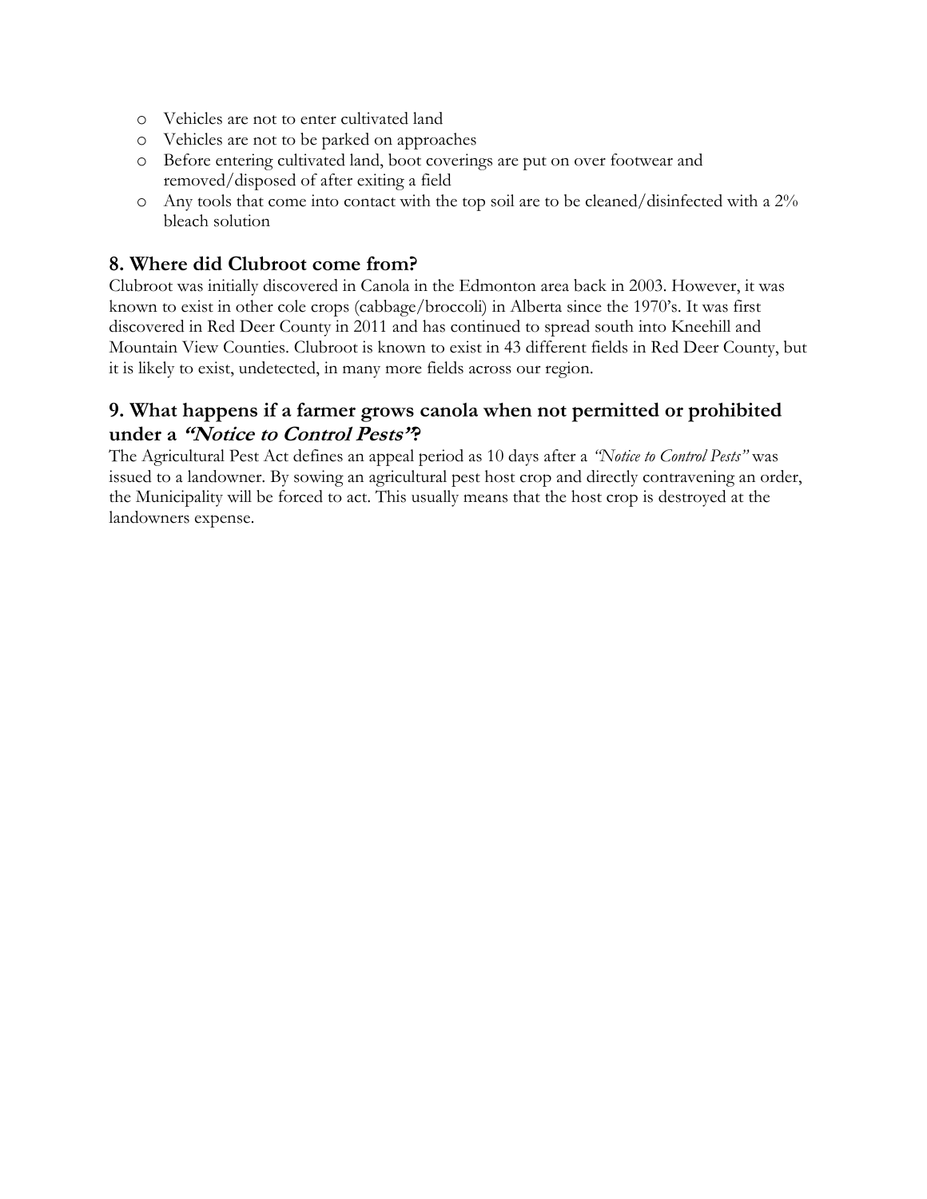- Vehicles are not to enter cultivated land
- Vehicles are not to be parked on approaches
- Before entering cultivated land, boot coverings are put on over footwear and removed/disposed of after exiting a field
- Any tools that come into contact with the top soil are to be cleaned/disinfected with a 2% bleach solution

## 8. Where did Clubroot come from?

Clubroot was initially discovered in Canola in the Edmonton area back in 2003. However, it was known to exist in other cole crops (cabbage/broccoli) in Alberta since the 1970's. It was first discovered in Red Deer County in 2011 and has continued to spread south into Kneehill and Mountain View Counties. Clubroot is known to exist in 43 different fields in Red Deer County, but it is likely to exist, undetected, in many more fields across our region.

## 9. What happens if a farmer grows canola when not permitted or prohibited under a *"Notice to Control Pests"*?

The Agricultural Pest Act defines an appeal period as 10 days after a *"Notice to Control Pests"* was issued to a landowner. By sowing an agricultural pest host crop and directly contravening an order, the Municipality will be forced to act. This usually means that the host crop is destroyed at the landowners expense.